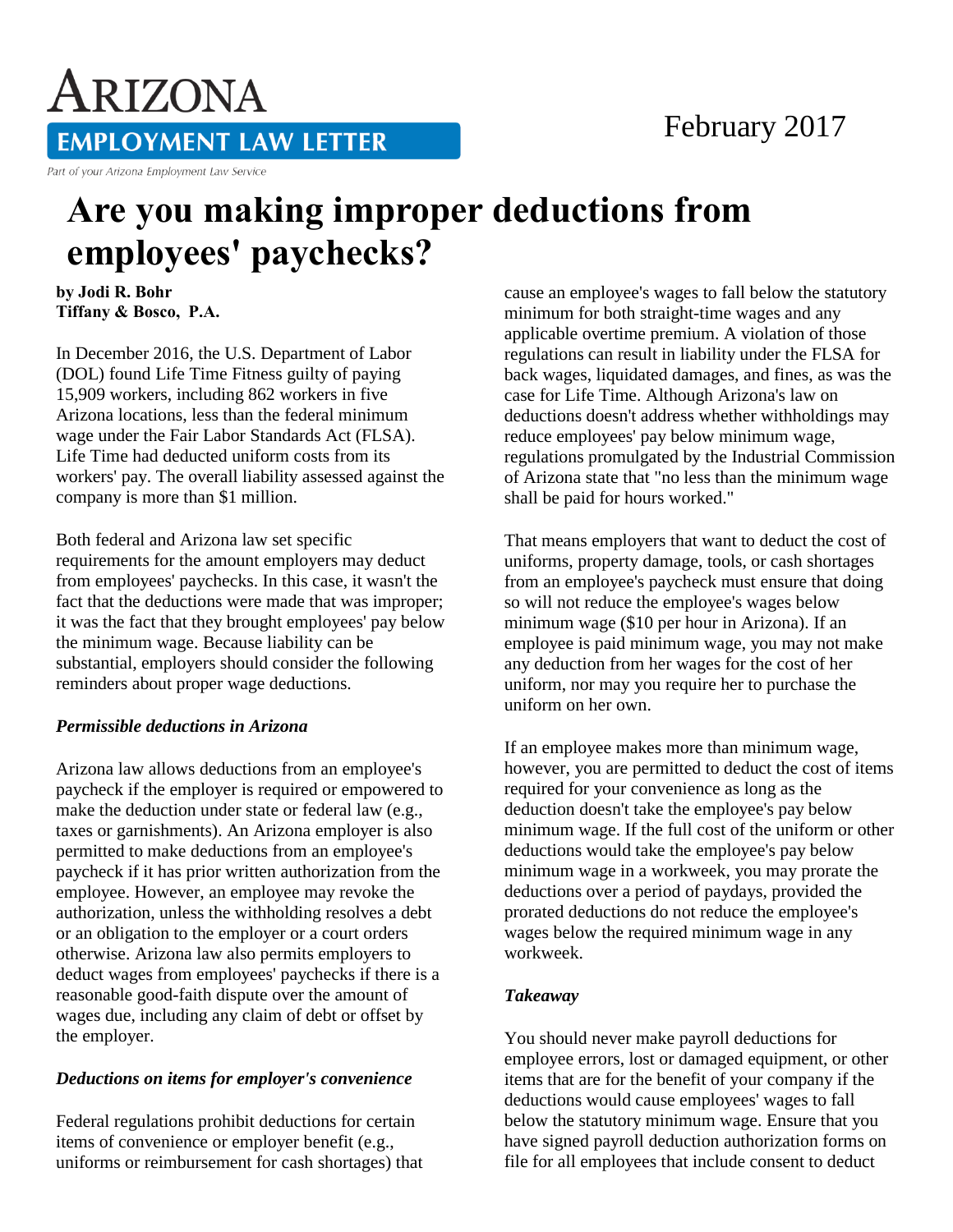# ARIZONA EMPLOYMENT LAW LETTER

Part of your Arizona Employment Law Service

February 2017

# Are you making improper deductions from employees' paychecks?

**by Jodi R. Bohr**
**Tiffany & Bosco, P.A.**

In December 2016, the U.S. Department of Labor (DOL) found Life Time Fitness guilty of paying 15,909 workers, including 862 workers in five Arizona locations, less than the federal minimum wage under the Fair Labor Standards Act (FLSA). Life Time had deducted uniform costs from its workers' pay. The overall liability assessed against the company is more than $1 million.

Both federal and Arizona law set specific requirements for the amount employers may deduct from employees' paychecks. In this case, it wasn't the fact that the deductions were made that was improper; it was the fact that they brought employees' pay below the minimum wage. Because liability can be substantial, employers should consider the following reminders about proper wage deductions.

### *Permissible deductions in Arizona*

Arizona law allows deductions from an employee's paycheck if the employer is required or empowered to make the deduction under state or federal law (e.g., taxes or garnishments). An Arizona employer is also permitted to make deductions from an employee's paycheck if it has prior written authorization from the employee. However, an employee may revoke the authorization, unless the withholding resolves a debt or an obligation to the employer or a court orders otherwise. Arizona law also permits employers to deduct wages from employees' paychecks if there is a reasonable good-faith dispute over the amount of wages due, including any claim of debt or offset by the employer.

### *Deductions on items for employer's convenience*

Federal regulations prohibit deductions for certain items of convenience or employer benefit (e.g., uniforms or reimbursement for cash shortages) that cause an employee's wages to fall below the statutory minimum for both straight-time wages and any applicable overtime premium. A violation of those regulations can result in liability under the FLSA for back wages, liquidated damages, and fines, as was the case for Life Time. Although Arizona's law on deductions doesn't address whether withholdings may reduce employees' pay below minimum wage, regulations promulgated by the Industrial Commission of Arizona state that "no less than the minimum wage shall be paid for hours worked."

That means employers that want to deduct the cost of uniforms, property damage, tools, or cash shortages from an employee's paycheck must ensure that doing so will not reduce the employee's wages below minimum wage ($10 per hour in Arizona). If an employee is paid minimum wage, you may not make any deduction from her wages for the cost of her uniform, nor may you require her to purchase the uniform on her own.

If an employee makes more than minimum wage, however, you are permitted to deduct the cost of items required for your convenience as long as the deduction doesn't take the employee's pay below minimum wage. If the full cost of the uniform or other deductions would take the employee's pay below minimum wage in a workweek, you may prorate the deductions over a period of paydays, provided the prorated deductions do not reduce the employee's wages below the required minimum wage in any workweek.

### *Takeaway*

You should never make payroll deductions for employee errors, lost or damaged equipment, or other items that are for the benefit of your company if the deductions would cause employees' wages to fall below the statutory minimum wage. Ensure that you have signed payroll deduction authorization forms on file for all employees that include consent to deduct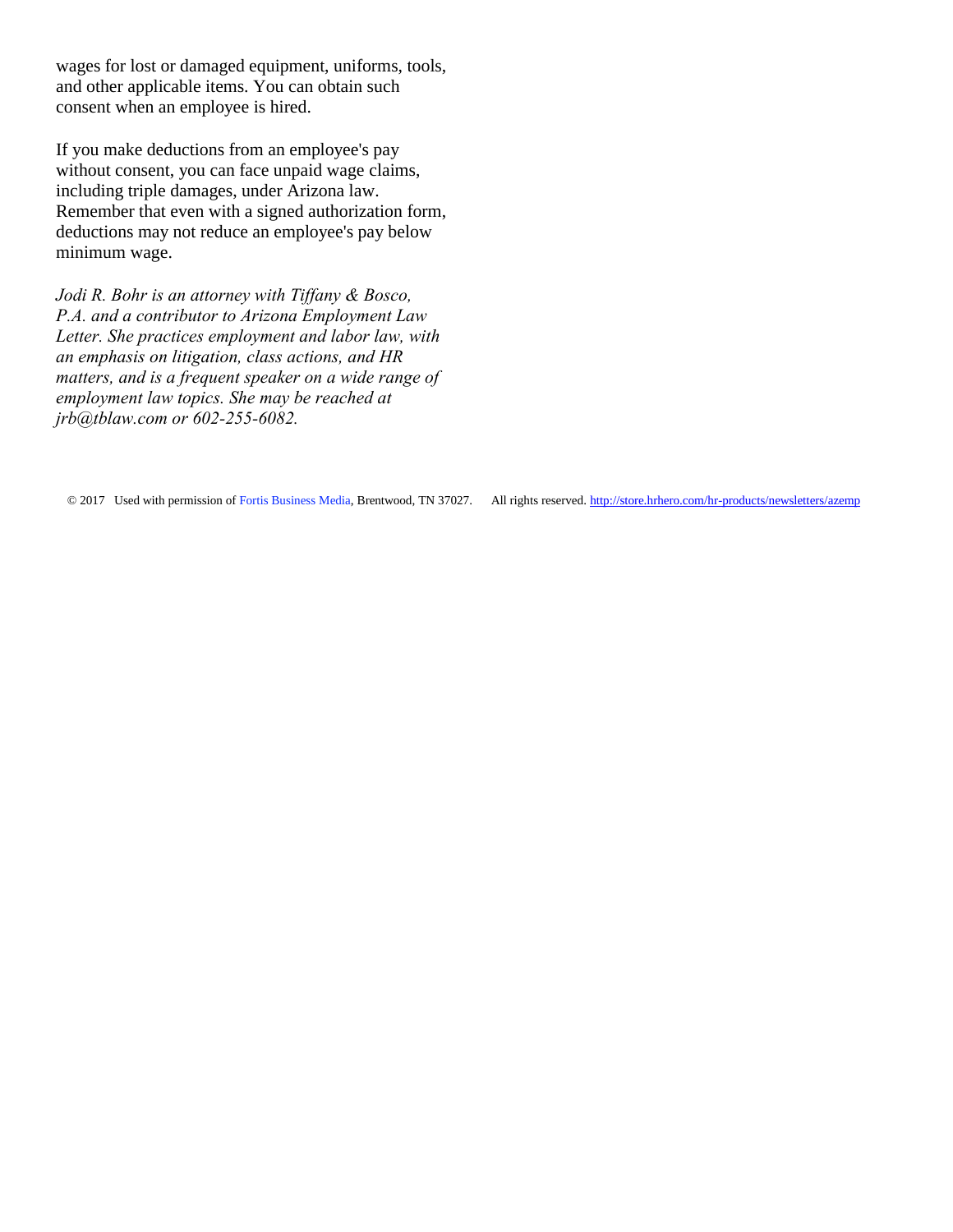wages for lost or damaged equipment, uniforms, tools, and other applicable items. You can obtain such consent when an employee is hired.

If you make deductions from an employee's pay without consent, you can face unpaid wage claims, including triple damages, under Arizona law. Remember that even with a signed authorization form, deductions may not reduce an employee's pay below minimum wage.

*Jodi R. Bohr is an attorney with Tiffany & Bosco, P.A. and a contributor to Arizona Employment Law Letter. She practices employment and labor law, with an emphasis on litigation, class actions, and HR matters, and is a frequent speaker on a wide range of employment law topics. She may be reached at jrb@tblaw.com or 602-255-6082.*

© 2017 Used with permission of Fortis Business Media, Brentwood, TN 37027. All rights reserved. http://store.hrhero.com/hr-products/newsletters/azemp